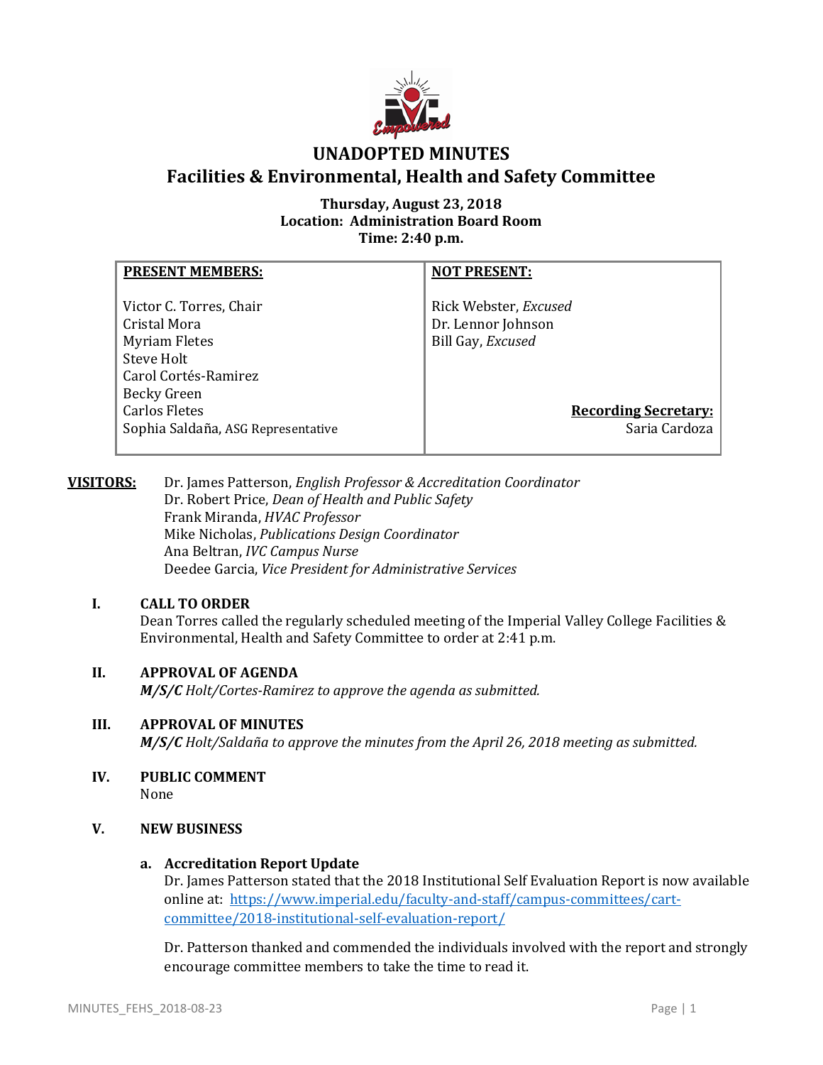# UNADOPTED MINUTES

## Facilities & Environmental, Health and Safety Committee

**Thursday, August 23, 2018**
**Location: Administration Board Room**
**Time: 2:40 p.m.**

| PRESENT MEMBERS: | NOT PRESENT: |
|---|---|
| Victor C. Torres, Chair<br>Cristal Mora<br>Myriam Fletes<br>Steve Holt<br>Carol Cortés-Ramirez<br>Becky Green<br>Carlos Fletes<br>Sophia Saldaña, ASG Representative | Rick Webster, *Excused*<br>Dr. Lennor Johnson<br>Bill Gay, *Excused*<br><br>**Recording Secretary:**<br>Saria Cardoza |

**VISITORS:**
Dr. James Patterson, *English Professor & Accreditation Coordinator*
Dr. Robert Price, *Dean of Health and Public Safety*
Frank Miranda, *HVAC Professor*
Mike Nicholas, *Publications Design Coordinator*
Ana Beltran, *IVC Campus Nurse*
Deedee Garcia, *Vice President for Administrative Services*

### I. CALL TO ORDER

Dean Torres called the regularly scheduled meeting of the Imperial Valley College Facilities & Environmental, Health and Safety Committee to order at 2:41 p.m.

### II. APPROVAL OF AGENDA

***M/S/C** Holt/Cortes-Ramirez to approve the agenda as submitted.*

### III. APPROVAL OF MINUTES

***M/S/C** Holt/Saldaña to approve the minutes from the April 26, 2018 meeting as submitted.*

### IV. PUBLIC COMMENT

None

### V. NEW BUSINESS

#### a. Accreditation Report Update

Dr. James Patterson stated that the 2018 Institutional Self Evaluation Report is now available online at: https://www.imperial.edu/faculty-and-staff/campus-committees/cart-committee/2018-institutional-self-evaluation-report/

Dr. Patterson thanked and commended the individuals involved with the report and strongly encourage committee members to take the time to read it.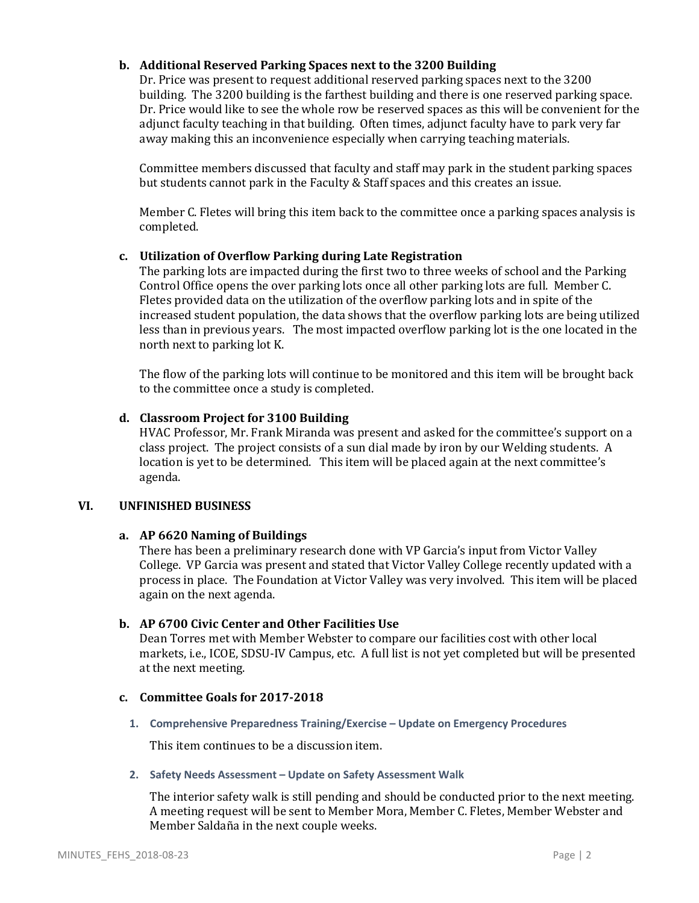**b. Additional Reserved Parking Spaces next to the 3200 Building**

Dr. Price was present to request additional reserved parking spaces next to the 3200 building. The 3200 building is the farthest building and there is one reserved parking space. Dr. Price would like to see the whole row be reserved spaces as this will be convenient for the adjunct faculty teaching in that building. Often times, adjunct faculty have to park very far away making this an inconvenience especially when carrying teaching materials.

Committee members discussed that faculty and staff may park in the student parking spaces but students cannot park in the Faculty & Staff spaces and this creates an issue.

Member C. Fletes will bring this item back to the committee once a parking spaces analysis is completed.

**c. Utilization of Overflow Parking during Late Registration**

The parking lots are impacted during the first two to three weeks of school and the Parking Control Office opens the over parking lots once all other parking lots are full. Member C. Fletes provided data on the utilization of the overflow parking lots and in spite of the increased student population, the data shows that the overflow parking lots are being utilized less than in previous years. The most impacted overflow parking lot is the one located in the north next to parking lot K.

The flow of the parking lots will continue to be monitored and this item will be brought back to the committee once a study is completed.

**d. Classroom Project for 3100 Building**

HVAC Professor, Mr. Frank Miranda was present and asked for the committee's support on a class project. The project consists of a sun dial made by iron by our Welding students. A location is yet to be determined. This item will be placed again at the next committee's agenda.

## VI. UNFINISHED BUSINESS

**a. AP 6620 Naming of Buildings**

There has been a preliminary research done with VP Garcia's input from Victor Valley College. VP Garcia was present and stated that Victor Valley College recently updated with a process in place. The Foundation at Victor Valley was very involved. This item will be placed again on the next agenda.

**b. AP 6700 Civic Center and Other Facilities Use**

Dean Torres met with Member Webster to compare our facilities cost with other local markets, i.e., ICOE, SDSU-IV Campus, etc. A full list is not yet completed but will be presented at the next meeting.

**c. Committee Goals for 2017-2018**

1. **Comprehensive Preparedness Training/Exercise – Update on Emergency Procedures**

   This item continues to be a discussion item.

2. **Safety Needs Assessment – Update on Safety Assessment Walk**

   The interior safety walk is still pending and should be conducted prior to the next meeting. A meeting request will be sent to Member Mora, Member C. Fletes, Member Webster and Member Saldaña in the next couple weeks.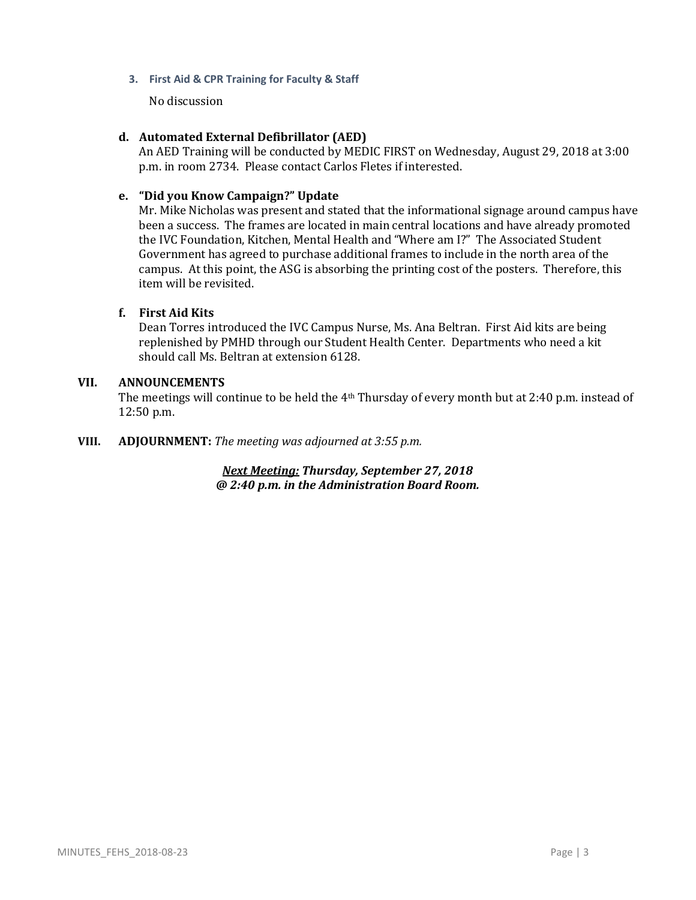**3. First Aid & CPR Training for Faculty & Staff**

No discussion

**d. Automated External Defibrillator (AED)**

An AED Training will be conducted by MEDIC FIRST on Wednesday, August 29, 2018 at 3:00 p.m. in room 2734. Please contact Carlos Fletes if interested.

**e. "Did you Know Campaign?" Update**

Mr. Mike Nicholas was present and stated that the informational signage around campus have been a success. The frames are located in main central locations and have already promoted the IVC Foundation, Kitchen, Mental Health and "Where am I?" The Associated Student Government has agreed to purchase additional frames to include in the north area of the campus. At this point, the ASG is absorbing the printing cost of the posters. Therefore, this item will be revisited.

**f. First Aid Kits**

Dean Torres introduced the IVC Campus Nurse, Ms. Ana Beltran. First Aid kits are being replenished by PMHD through our Student Health Center. Departments who need a kit should call Ms. Beltran at extension 6128.

## VII. ANNOUNCEMENTS

The meetings will continue to be held the 4th Thursday of every month but at 2:40 p.m. instead of 12:50 p.m.

## VIII. ADJOURNMENT: *The meeting was adjourned at 3:55 p.m.*

***Next Meeting:* Thursday, September 27, 2018**
***@ 2:40 p.m. in the Administration Board Room.***